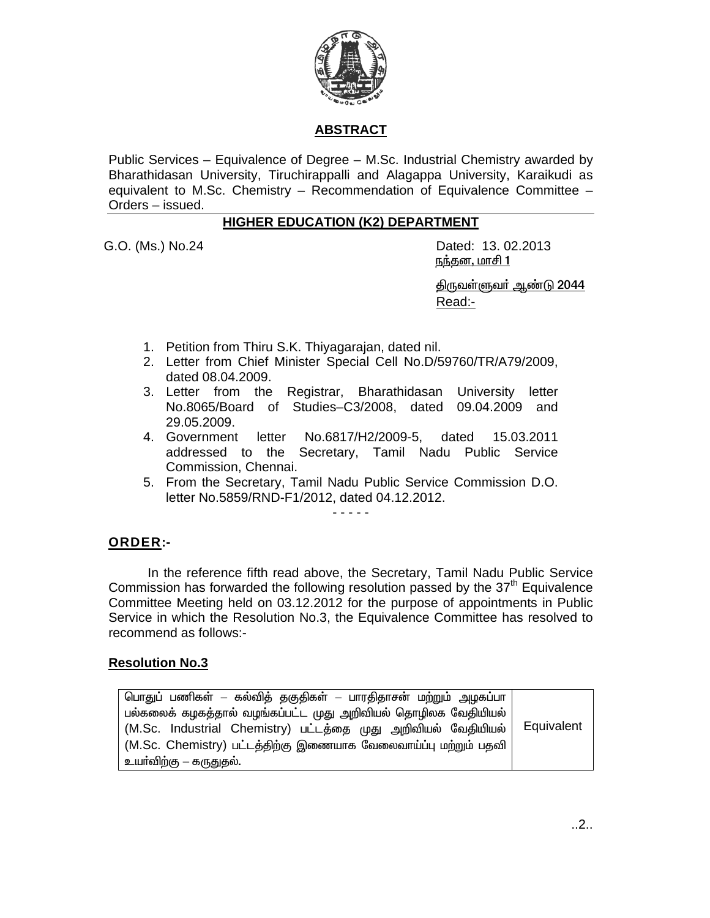## ABSTRACT

Public Services – Equivalence of Degree – M.Sc. Industrial Chemistry awarded by Bharathidasan University, Tiruchirappalli and Alagappa University, Karaikudi as equivalent to M.Sc. Chemistry – Recommendation of Equivalence Committee – Orders – issued.

## HIGHER EDUCATION (K2) DEPARTMENT

G.O. (Ms.) No.24

Dated: 13. 02.2013
நந்தன, மாசி 1

திருவள்ளுவர் ஆண்டு 2044
Read:-

1. Petition from Thiru S.K. Thiyagarajan, dated nil.
2. Letter from Chief Minister Special Cell No.D/59760/TR/A79/2009, dated 08.04.2009.
3. Letter from the Registrar, Bharathidasan University letter No.8065/Board of Studies–C3/2008, dated 09.04.2009 and 29.05.2009.
4. Government letter No.6817/H2/2009-5, dated 15.03.2011 addressed to the Secretary, Tamil Nadu Public Service Commission, Chennai.
5. From the Secretary, Tamil Nadu Public Service Commission D.O. letter No.5859/RND-F1/2012, dated 04.12.2012.

- - - - -

**ORDER:-**

In the reference fifth read above, the Secretary, Tamil Nadu Public Service Commission has forwarded the following resolution passed by the 37th Equivalence Committee Meeting held on 03.12.2012 for the purpose of appointments in Public Service in which the Resolution No.3, the Equivalence Committee has resolved to recommend as follows:-

**Resolution No.3**

| | |
|---|---|
| பொதுப் பணிகள் – கல்வித் தகுதிகள் – பாரதிதாசன் மற்றும் அழகப்பா பல்கலைக் கழகத்தால் வழங்கப்பட்ட முது அறிவியல் தொழிலக வேதியியல் (M.Sc. Industrial Chemistry) பட்டத்தை முது அறிவியல் வேதியியல் (M.Sc. Chemistry) பட்டத்திற்கு இணையாக வேலைவாய்ப்பு மற்றும் பதவி உயர்விற்கு – கருதுதல். | Equivalent |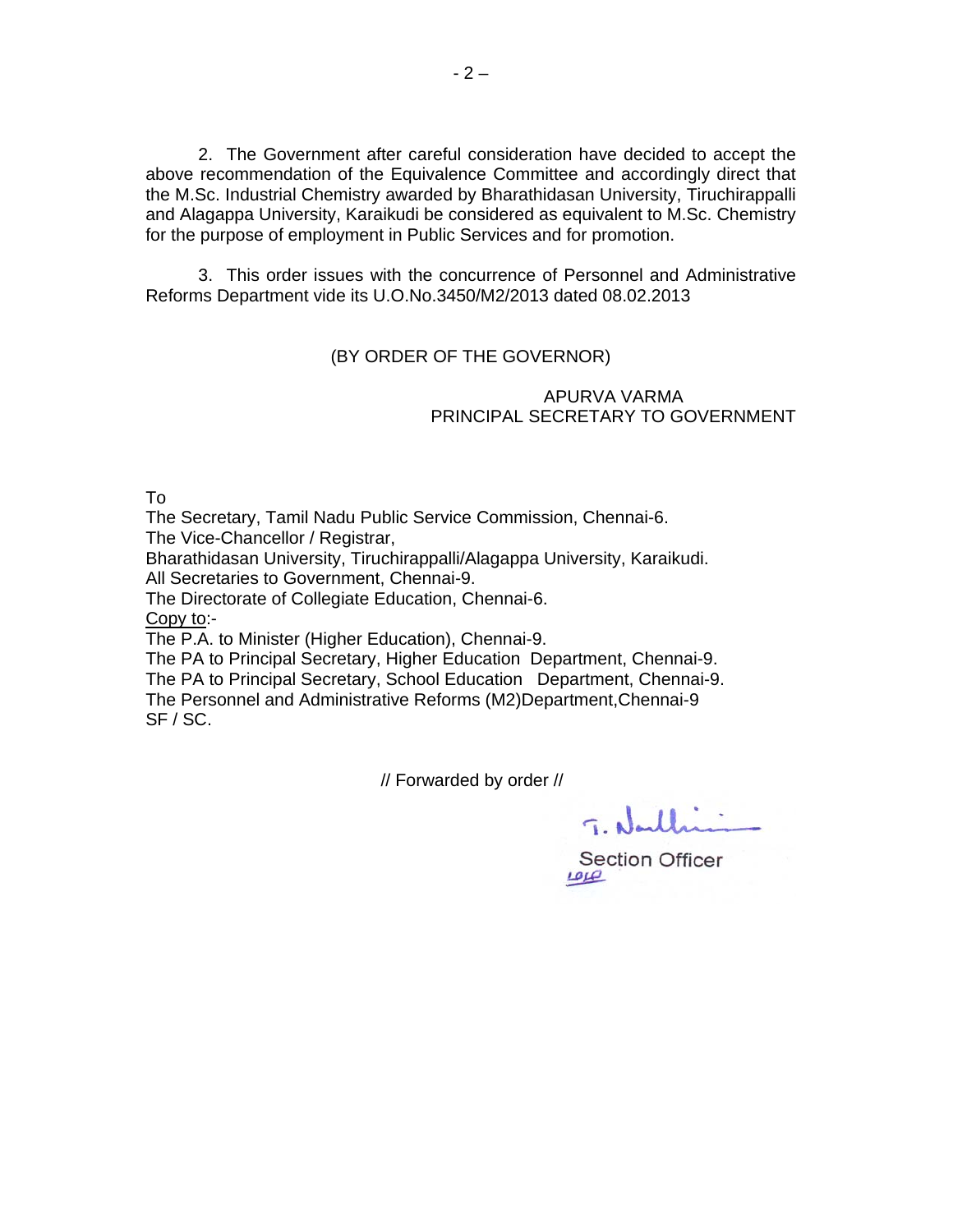2. The Government after careful consideration have decided to accept the above recommendation of the Equivalence Committee and accordingly direct that the M.Sc. Industrial Chemistry awarded by Bharathidasan University, Tiruchirappalli and Alagappa University, Karaikudi be considered as equivalent to M.Sc. Chemistry for the purpose of employment in Public Services and for promotion.

3. This order issues with the concurrence of Personnel and Administrative Reforms Department vide its U.O.No.3450/M2/2013 dated 08.02.2013

(BY ORDER OF THE GOVERNOR)

APURVA VARMA
PRINCIPAL SECRETARY TO GOVERNMENT

To
The Secretary, Tamil Nadu Public Service Commission, Chennai-6.
The Vice-Chancellor / Registrar,
Bharathidasan University, Tiruchirappalli/Alagappa University, Karaikudi.
All Secretaries to Government, Chennai-9.
The Directorate of Collegiate Education, Chennai-6.
Copy to:-
The P.A. to Minister (Higher Education), Chennai-9.
The PA to Principal Secretary, Higher Education Department, Chennai-9.
The PA to Principal Secretary, School Education Department, Chennai-9.
The Personnel and Administrative Reforms (M2)Department,Chennai-9
SF / SC.

// Forwarded by order //

T. Nalini

Section Officer